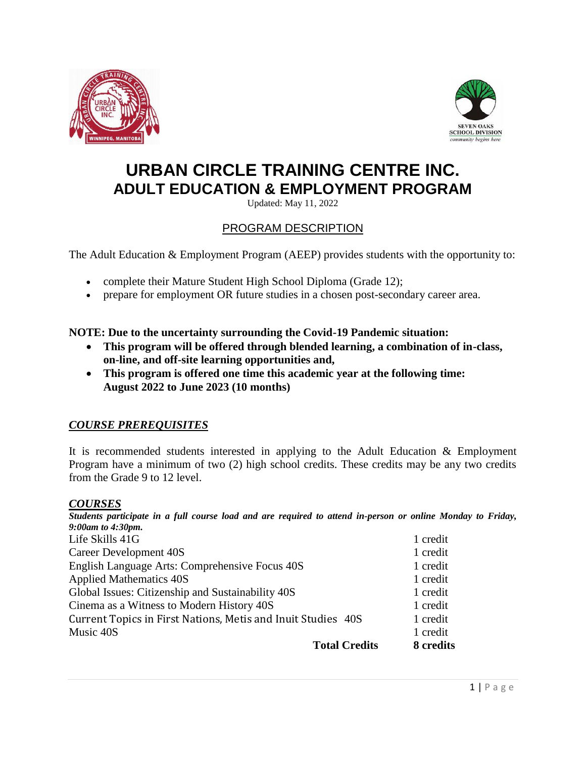# URBAN CIRCLE TRAINING CENTRE INC.
## ADULT EDUCATION & EMPLOYMENT PROGRAM

Updated: May 11, 2022

## PROGRAM DESCRIPTION

The Adult Education & Employment Program (AEEP) provides students with the opportunity to:

- complete their Mature Student High School Diploma (Grade 12);
- prepare for employment OR future studies in a chosen post-secondary career area.

**NOTE: Due to the uncertainty surrounding the Covid-19 Pandemic situation:**

- **This program will be offered through blended learning, a combination of in-class, on-line, and off-site learning opportunities and,**
- **This program is offered one time this academic year at the following time: August 2022 to June 2023 (10 months)**

### ***COURSE PREREQUISITES***

It is recommended students interested in applying to the Adult Education & Employment Program have a minimum of two (2) high school credits. These credits may be any two credits from the Grade 9 to 12 level.

### ***COURSES***

***Students participate in a full course load and are required to attend in-person or online Monday to Friday, 9:00am to 4:30pm.***

| Course | Credits |
|---|---|
| Life Skills 41G | 1 credit |
| Career Development 40S | 1 credit |
| English Language Arts: Comprehensive Focus 40S | 1 credit |
| Applied Mathematics 40S | 1 credit |
| Global Issues: Citizenship and Sustainability 40S | 1 credit |
| Cinema as a Witness to Modern History 40S | 1 credit |
| Current Topics in First Nations, Metis and Inuit Studies 40S | 1 credit |
| Music 40S | 1 credit |
| **Total Credits** | **8 credits** |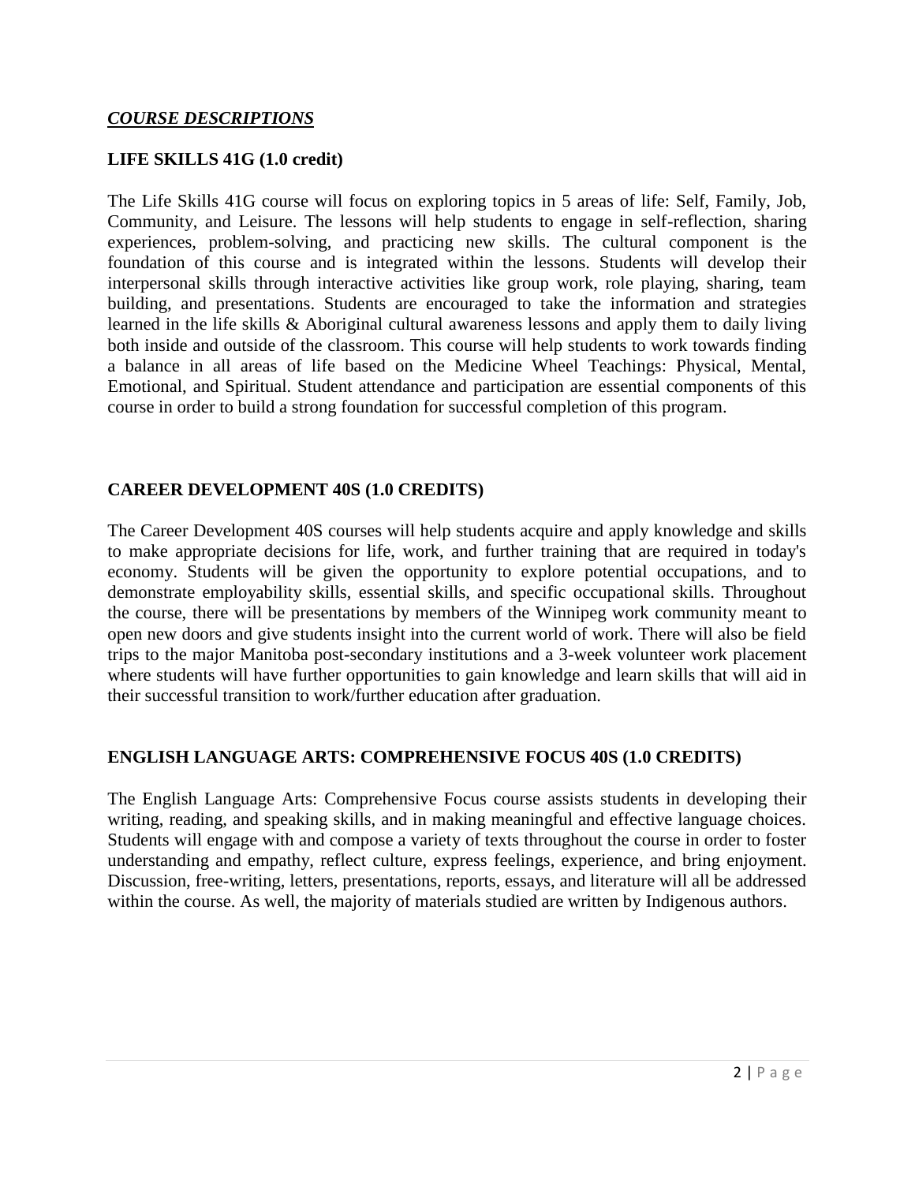## ***COURSE DESCRIPTIONS***

### LIFE SKILLS 41G (1.0 credit)

The Life Skills 41G course will focus on exploring topics in 5 areas of life: Self, Family, Job, Community, and Leisure. The lessons will help students to engage in self-reflection, sharing experiences, problem-solving, and practicing new skills. The cultural component is the foundation of this course and is integrated within the lessons. Students will develop their interpersonal skills through interactive activities like group work, role playing, sharing, team building, and presentations. Students are encouraged to take the information and strategies learned in the life skills & Aboriginal cultural awareness lessons and apply them to daily living both inside and outside of the classroom. This course will help students to work towards finding a balance in all areas of life based on the Medicine Wheel Teachings: Physical, Mental, Emotional, and Spiritual. Student attendance and participation are essential components of this course in order to build a strong foundation for successful completion of this program.

### CAREER DEVELOPMENT 40S (1.0 CREDITS)

The Career Development 40S courses will help students acquire and apply knowledge and skills to make appropriate decisions for life, work, and further training that are required in today's economy. Students will be given the opportunity to explore potential occupations, and to demonstrate employability skills, essential skills, and specific occupational skills. Throughout the course, there will be presentations by members of the Winnipeg work community meant to open new doors and give students insight into the current world of work. There will also be field trips to the major Manitoba post-secondary institutions and a 3-week volunteer work placement where students will have further opportunities to gain knowledge and learn skills that will aid in their successful transition to work/further education after graduation.

### ENGLISH LANGUAGE ARTS: COMPREHENSIVE FOCUS 40S (1.0 CREDITS)

The English Language Arts: Comprehensive Focus course assists students in developing their writing, reading, and speaking skills, and in making meaningful and effective language choices. Students will engage with and compose a variety of texts throughout the course in order to foster understanding and empathy, reflect culture, express feelings, experience, and bring enjoyment. Discussion, free-writing, letters, presentations, reports, essays, and literature will all be addressed within the course. As well, the majority of materials studied are written by Indigenous authors.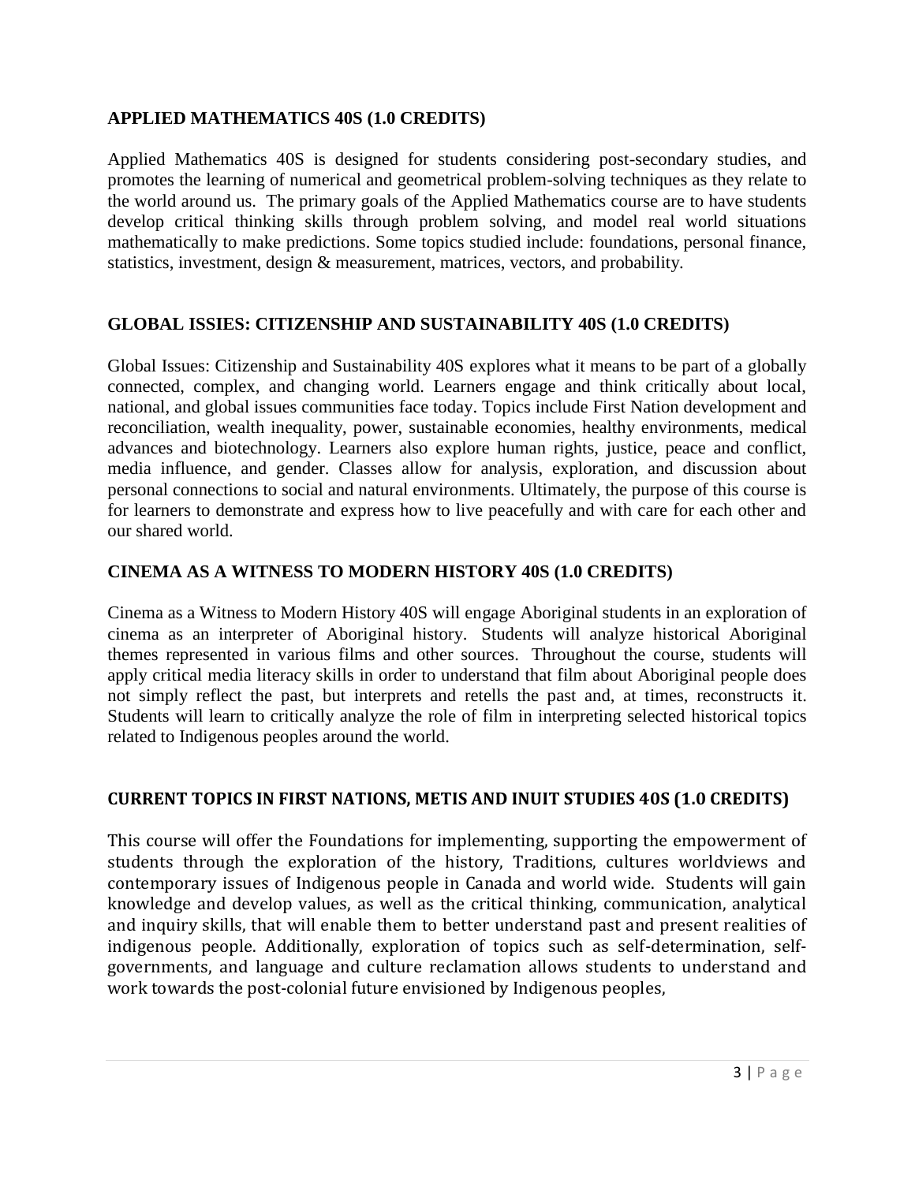## APPLIED MATHEMATICS 40S (1.0 CREDITS)

Applied Mathematics 40S is designed for students considering post-secondary studies, and promotes the learning of numerical and geometrical problem-solving techniques as they relate to the world around us. The primary goals of the Applied Mathematics course are to have students develop critical thinking skills through problem solving, and model real world situations mathematically to make predictions. Some topics studied include: foundations, personal finance, statistics, investment, design & measurement, matrices, vectors, and probability.

## GLOBAL ISSIES: CITIZENSHIP AND SUSTAINABILITY 40S (1.0 CREDITS)

Global Issues: Citizenship and Sustainability 40S explores what it means to be part of a globally connected, complex, and changing world. Learners engage and think critically about local, national, and global issues communities face today. Topics include First Nation development and reconciliation, wealth inequality, power, sustainable economies, healthy environments, medical advances and biotechnology. Learners also explore human rights, justice, peace and conflict, media influence, and gender. Classes allow for analysis, exploration, and discussion about personal connections to social and natural environments. Ultimately, the purpose of this course is for learners to demonstrate and express how to live peacefully and with care for each other and our shared world.

## CINEMA AS A WITNESS TO MODERN HISTORY 40S (1.0 CREDITS)

Cinema as a Witness to Modern History 40S will engage Aboriginal students in an exploration of cinema as an interpreter of Aboriginal history. Students will analyze historical Aboriginal themes represented in various films and other sources. Throughout the course, students will apply critical media literacy skills in order to understand that film about Aboriginal people does not simply reflect the past, but interprets and retells the past and, at times, reconstructs it. Students will learn to critically analyze the role of film in interpreting selected historical topics related to Indigenous peoples around the world.

## CURRENT TOPICS IN FIRST NATIONS, METIS AND INUIT STUDIES 40S (1.0 CREDITS)

This course will offer the Foundations for implementing, supporting the empowerment of students through the exploration of the history, Traditions, cultures worldviews and contemporary issues of Indigenous people in Canada and world wide. Students will gain knowledge and develop values, as well as the critical thinking, communication, analytical and inquiry skills, that will enable them to better understand past and present realities of indigenous people. Additionally, exploration of topics such as self-determination, self-governments, and language and culture reclamation allows students to understand and work towards the post-colonial future envisioned by Indigenous peoples,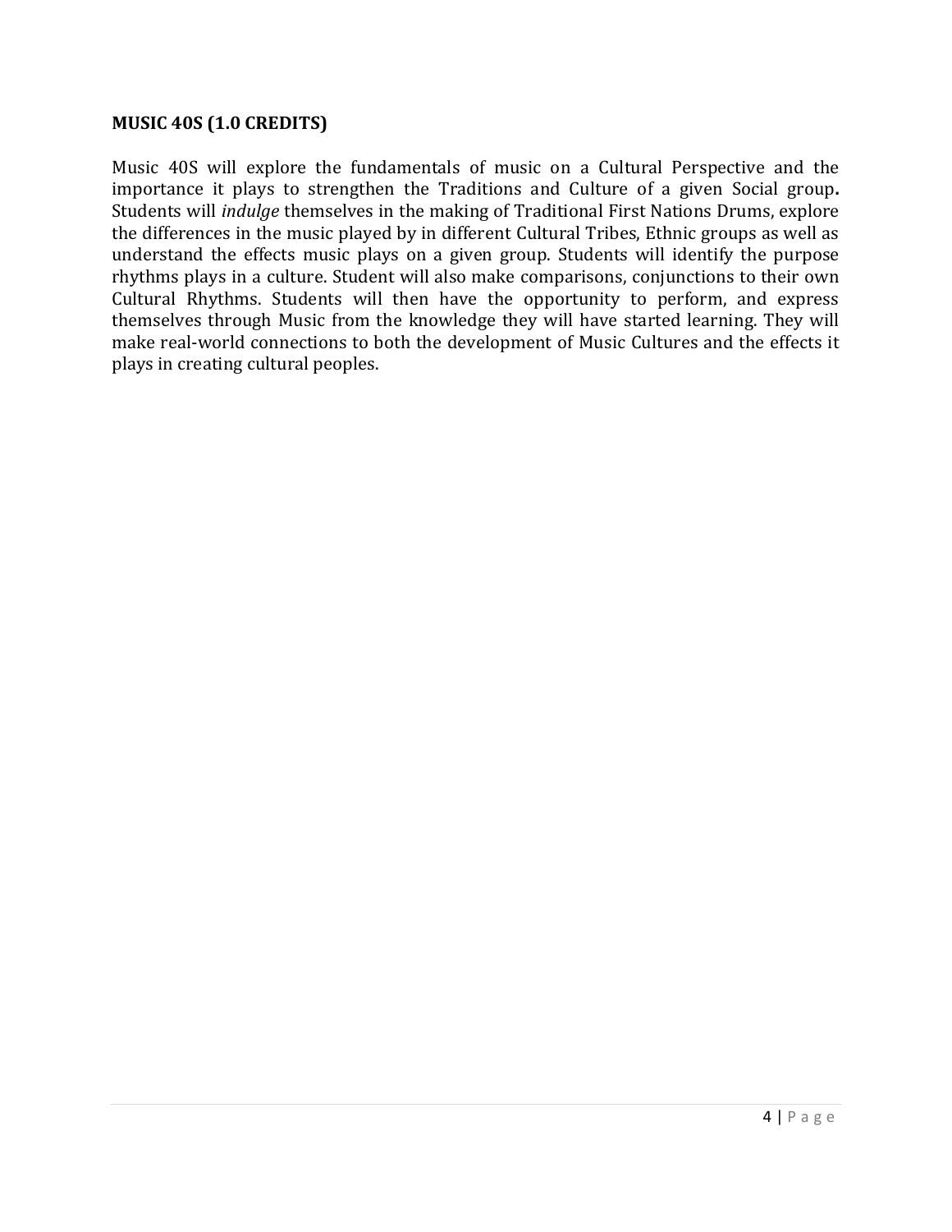**MUSIC 40S (1.0 CREDITS)**

Music 40S will explore the fundamentals of music on a Cultural Perspective and the importance it plays to strengthen the Traditions and Culture of a given Social group**.** Students will *indulge* themselves in the making of Traditional First Nations Drums, explore the differences in the music played by in different Cultural Tribes, Ethnic groups as well as understand the effects music plays on a given group. Students will identify the purpose rhythms plays in a culture. Student will also make comparisons, conjunctions to their own Cultural Rhythms. Students will then have the opportunity to perform, and express themselves through Music from the knowledge they will have started learning. They will make real-world connections to both the development of Music Cultures and the effects it plays in creating cultural peoples.